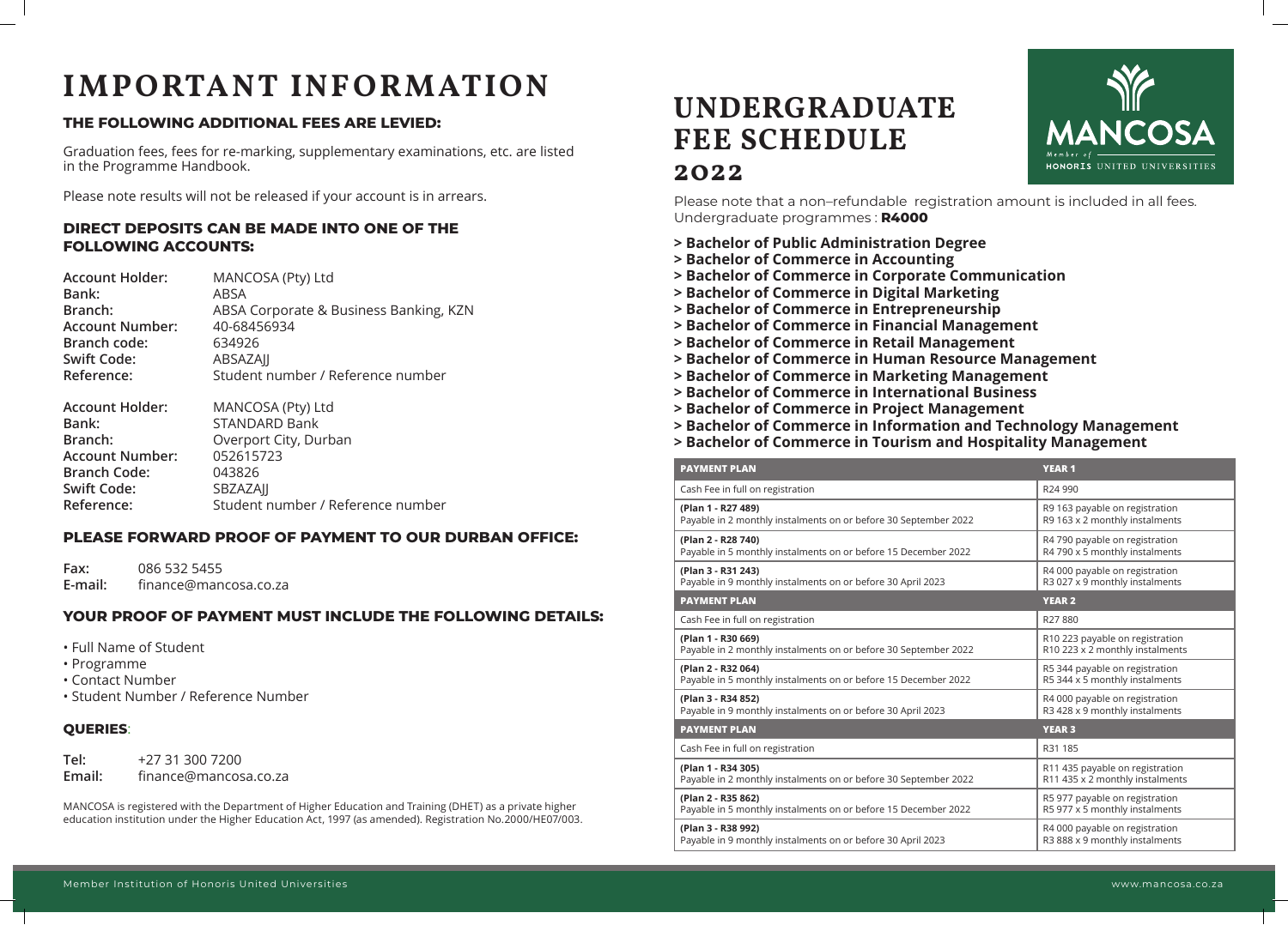# IMPORTANT INFORMATION

### THE FOLLOWING ADDITIONAL FEES ARE LEVIED:

Graduation fees, fees for re-marking, supplementary examinations, etc. are listed in the Programme Handbook.

Please note results will not be released if your account is in arrears.

### DIRECT DEPOSITS CAN BE MADE INTO ONE OF THE FOLLOWING ACCOUNTS:

**Account Holder:** MANCOSA (Pty) Ltd
**Bank:** ABSA
**Branch:** ABSA Corporate & Business Banking, KZN
**Account Number:** 40-68456934
**Branch code:** 634926
**Swift Code:** ABSAZAJJ
**Reference:** Student number / Reference number

**Account Holder:** MANCOSA (Pty) Ltd
**Bank:** STANDARD Bank
**Branch:** Overport City, Durban
**Account Number:** 052615723
**Branch Code:** 043826
**Swift Code:** SBZAZAJJ
**Reference:** Student number / Reference number

### PLEASE FORWARD PROOF OF PAYMENT TO OUR DURBAN OFFICE:

**Fax:** 086 532 5455
**E-mail:** finance@mancosa.co.za

### YOUR PROOF OF PAYMENT MUST INCLUDE THE FOLLOWING DETAILS:

- Full Name of Student
- Programme
- Contact Number
- Student Number / Reference Number

### QUERIES:

**Tel:** +27 31 300 7200
**Email:** finance@mancosa.co.za

MANCOSA is registered with the Department of Higher Education and Training (DHET) as a private higher education institution under the Higher Education Act, 1997 (as amended). Registration No.2000/HE07/003.

# UNDERGRADUATE FEE SCHEDULE 2022

MANCOSA
Member of HONORIS UNITED UNIVERSITIES

Please note that a non–refundable registration amount is included in all fees.
Undergraduate programmes : **R4000**

- **Bachelor of Public Administration Degree**
- **Bachelor of Commerce in Accounting**
- **Bachelor of Commerce in Corporate Communication**
- **Bachelor of Commerce in Digital Marketing**
- **Bachelor of Commerce in Entrepreneurship**
- **Bachelor of Commerce in Financial Management**
- **Bachelor of Commerce in Retail Management**
- **Bachelor of Commerce in Human Resource Management**
- **Bachelor of Commerce in Marketing Management**
- **Bachelor of Commerce in International Business**
- **Bachelor of Commerce in Project Management**
- **Bachelor of Commerce in Information and Technology Management**
- **Bachelor of Commerce in Tourism and Hospitality Management**

| PAYMENT PLAN | YEAR 1 |
|---|---|
| Cash Fee in full on registration | R24 990 |
| **(Plan 1 - R27 489)** Payable in 2 monthly instalments on or before 30 September 2022 | R9 163 payable on registration R9 163 x 2 monthly instalments |
| **(Plan 2 - R28 740)** Payable in 5 monthly instalments on or before 15 December 2022 | R4 790 payable on registration R4 790 x 5 monthly instalments |
| **(Plan 3 - R31 243)** Payable in 9 monthly instalments on or before 30 April 2023 | R4 000 payable on registration R3 027 x 9 monthly instalments |
| **PAYMENT PLAN** | **YEAR 2** |
| Cash Fee in full on registration | R27 880 |
| **(Plan 1 - R30 669)** Payable in 2 monthly instalments on or before 30 September 2022 | R10 223 payable on registration R10 223 x 2 monthly instalments |
| **(Plan 2 - R32 064)** Payable in 5 monthly instalments on or before 15 December 2022 | R5 344 payable on registration R5 344 x 5 monthly instalments |
| **(Plan 3 - R34 852)** Payable in 9 monthly instalments on or before 30 April 2023 | R4 000 payable on registration R3 428 x 9 monthly instalments |
| **PAYMENT PLAN** | **YEAR 3** |
| Cash Fee in full on registration | R31 185 |
| **(Plan 1 - R34 305)** Payable in 2 monthly instalments on or before 30 September 2022 | R11 435 payable on registration R11 435 x 2 monthly instalments |
| **(Plan 2 - R35 862)** Payable in 5 monthly instalments on or before 15 December 2022 | R5 977 payable on registration R5 977 x 5 monthly instalments |
| **(Plan 3 - R38 992)** Payable in 9 monthly instalments on or before 30 April 2023 | R4 000 payable on registration R3 888 x 9 monthly instalments |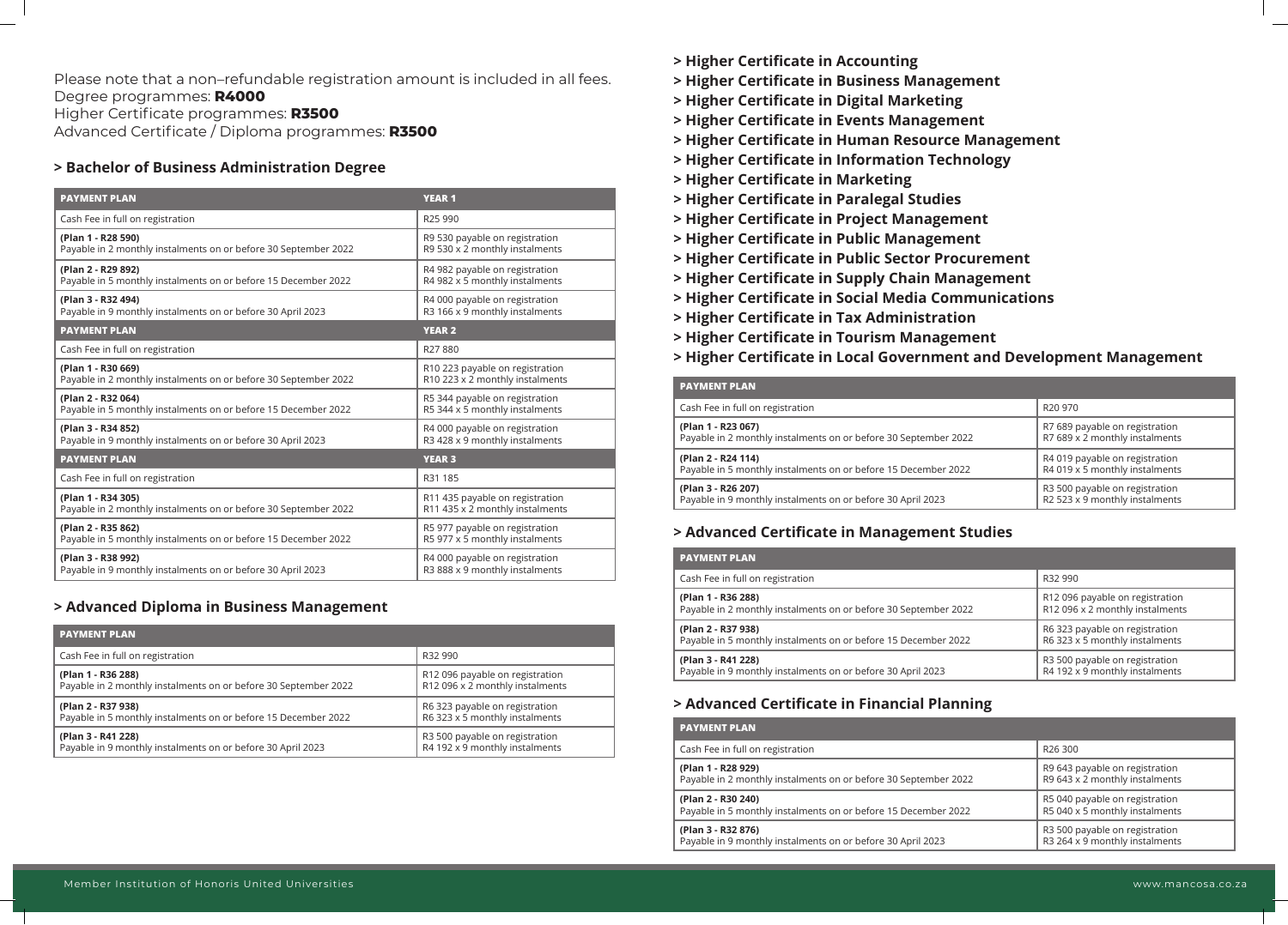Please note that a non–refundable registration amount is included in all fees.
Degree programmes: **R4000**
Higher Certificate programmes: **R3500**
Advanced Certificate / Diploma programmes: **R3500**

## > Bachelor of Business Administration Degree

| PAYMENT PLAN | YEAR 1 |
|---|---|
| Cash Fee in full on registration | R25 990 |
| **(Plan 1 - R28 590)** Payable in 2 monthly instalments on or before 30 September 2022 | R9 530 payable on registration R9 530 x 2 monthly instalments |
| **(Plan 2 - R29 892)** Payable in 5 monthly instalments on or before 15 December 2022 | R4 982 payable on registration R4 982 x 5 monthly instalments |
| **(Plan 3 - R32 494)** Payable in 9 monthly instalments on or before 30 April 2023 | R4 000 payable on registration R3 166 x 9 monthly instalments |
| **PAYMENT PLAN** | **YEAR 2** |
| Cash Fee in full on registration | R27 880 |
| **(Plan 1 - R30 669)** Payable in 2 monthly instalments on or before 30 September 2022 | R10 223 payable on registration R10 223 x 2 monthly instalments |
| **(Plan 2 - R32 064)** Payable in 5 monthly instalments on or before 15 December 2022 | R5 344 payable on registration R5 344 x 5 monthly instalments |
| **(Plan 3 - R34 852)** Payable in 9 monthly instalments on or before 30 April 2023 | R4 000 payable on registration R3 428 x 9 monthly instalments |
| **PAYMENT PLAN** | **YEAR 3** |
| Cash Fee in full on registration | R31 185 |
| **(Plan 1 - R34 305)** Payable in 2 monthly instalments on or before 30 September 2022 | R11 435 payable on registration R11 435 x 2 monthly instalments |
| **(Plan 2 - R35 862)** Payable in 5 monthly instalments on or before 15 December 2022 | R5 977 payable on registration R5 977 x 5 monthly instalments |
| **(Plan 3 - R38 992)** Payable in 9 monthly instalments on or before 30 April 2023 | R4 000 payable on registration R3 888 x 9 monthly instalments |

## > Advanced Diploma in Business Management

| PAYMENT PLAN | |
|---|---|
| Cash Fee in full on registration | R32 990 |
| **(Plan 1 - R36 288)** Payable in 2 monthly instalments on or before 30 September 2022 | R12 096 payable on registration R12 096 x 2 monthly instalments |
| **(Plan 2 - R37 938)** Payable in 5 monthly instalments on or before 15 December 2022 | R6 323 payable on registration R6 323 x 5 monthly instalments |
| **(Plan 3 - R41 228)** Payable in 9 monthly instalments on or before 30 April 2023 | R3 500 payable on registration R4 192 x 9 monthly instalments |

## > Higher Certificate in Accounting
## > Higher Certificate in Business Management
## > Higher Certificate in Digital Marketing
## > Higher Certificate in Events Management
## > Higher Certificate in Human Resource Management
## > Higher Certificate in Information Technology
## > Higher Certificate in Marketing
## > Higher Certificate in Paralegal Studies
## > Higher Certificate in Project Management
## > Higher Certificate in Public Management
## > Higher Certificate in Public Sector Procurement
## > Higher Certificate in Supply Chain Management
## > Higher Certificate in Social Media Communications
## > Higher Certificate in Tax Administration
## > Higher Certificate in Tourism Management
## > Higher Certificate in Local Government and Development Management

| PAYMENT PLAN | |
|---|---|
| Cash Fee in full on registration | R20 970 |
| **(Plan 1 - R23 067)** Payable in 2 monthly instalments on or before 30 September 2022 | R7 689 payable on registration R7 689 x 2 monthly instalments |
| **(Plan 2 - R24 114)** Payable in 5 monthly instalments on or before 15 December 2022 | R4 019 payable on registration R4 019 x 5 monthly instalments |
| **(Plan 3 - R26 207)** Payable in 9 monthly instalments on or before 30 April 2023 | R3 500 payable on registration R2 523 x 9 monthly instalments |

## > Advanced Certificate in Management Studies

| PAYMENT PLAN | |
|---|---|
| Cash Fee in full on registration | R32 990 |
| **(Plan 1 - R36 288)** Payable in 2 monthly instalments on or before 30 September 2022 | R12 096 payable on registration R12 096 x 2 monthly instalments |
| **(Plan 2 - R37 938)** Payable in 5 monthly instalments on or before 15 December 2022 | R6 323 payable on registration R6 323 x 5 monthly instalments |
| **(Plan 3 - R41 228)** Payable in 9 monthly instalments on or before 30 April 2023 | R3 500 payable on registration R4 192 x 9 monthly instalments |

## > Advanced Certificate in Financial Planning

| PAYMENT PLAN | |
|---|---|
| Cash Fee in full on registration | R26 300 |
| **(Plan 1 - R28 929)** Payable in 2 monthly instalments on or before 30 September 2022 | R9 643 payable on registration R9 643 x 2 monthly instalments |
| **(Plan 2 - R30 240)** Payable in 5 monthly instalments on or before 15 December 2022 | R5 040 payable on registration R5 040 x 5 monthly instalments |
| **(Plan 3 - R32 876)** Payable in 9 monthly instalments on or before 30 April 2023 | R3 500 payable on registration R3 264 x 9 monthly instalments |

Member Institution of Honoris United Universities

www.mancosa.co.za